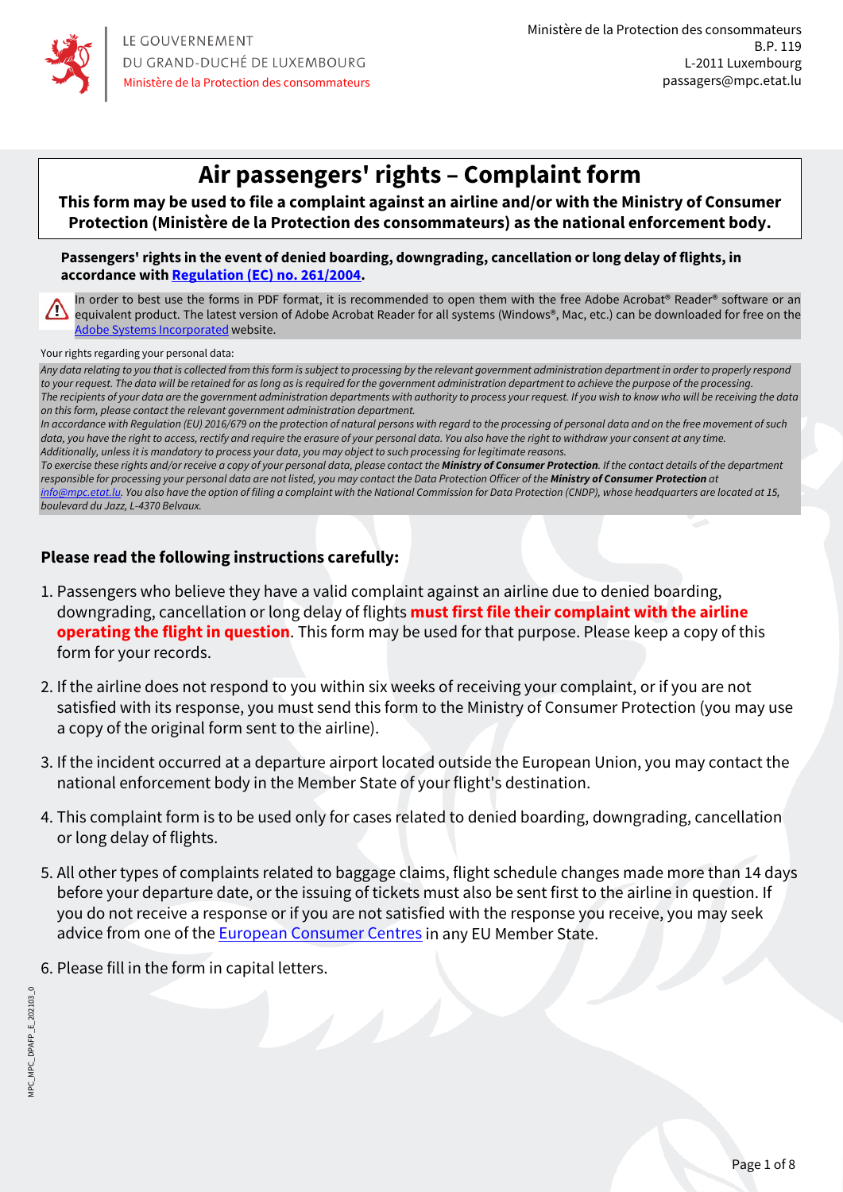LE GOUVERNEMENT
DU GRAND-DUCHÉ DE LUXEMBOURG
Ministère de la Protection des consommateurs

Ministère de la Protection des consommateurs
B.P. 119
L-2011 Luxembourg
passagers@mpc.etat.lu

# Air passengers' rights – Complaint form

**This form may be used to file a complaint against an airline and/or with the Ministry of Consumer Protection (Ministère de la Protection des consommateurs) as the national enforcement body.**

**Passengers' rights in the event of denied boarding, downgrading, cancellation or long delay of flights, in accordance with Regulation (EC) no. 261/2004.**

⚠ In order to best use the forms in PDF format, it is recommended to open them with the free Adobe Acrobat® Reader® software or an equivalent product. The latest version of Adobe Acrobat Reader for all systems (Windows®, Mac, etc.) can be downloaded for free on the Adobe Systems Incorporated website.

Your rights regarding your personal data:

*Any data relating to you that is collected from this form is subject to processing by the relevant government administration department in order to properly respond to your request. The data will be retained for as long as is required for the government administration department to achieve the purpose of the processing.*
*The recipients of your data are the government administration departments with authority to process your request. If you wish to know who will be receiving the data on this form, please contact the relevant government administration department.*
*In accordance with Regulation (EU) 2016/679 on the protection of natural persons with regard to the processing of personal data and on the free movement of such data, you have the right to access, rectify and require the erasure of your personal data. You also have the right to withdraw your consent at any time.*
*Additionally, unless it is mandatory to process your data, you may object to such processing for legitimate reasons.*
*To exercise these rights and/or receive a copy of your personal data, please contact the **Ministry of Consumer Protection**. If the contact details of the department responsible for processing your personal data are not listed, you may contact the Data Protection Officer of the **Ministry of Consumer Protection** at info@mpc.etat.lu. You also have the option of filing a complaint with the National Commission for Data Protection (CNDP), whose headquarters are located at 15, boulevard du Jazz, L-4370 Belvaux.*

## Please read the following instructions carefully:

1. Passengers who believe they have a valid complaint against an airline due to denied boarding, downgrading, cancellation or long delay of flights **must first file their complaint with the airline operating the flight in question**. This form may be used for that purpose. Please keep a copy of this form for your records.

2. If the airline does not respond to you within six weeks of receiving your complaint, or if you are not satisfied with its response, you must send this form to the Ministry of Consumer Protection (you may use a copy of the original form sent to the airline).

3. If the incident occurred at a departure airport located outside the European Union, you may contact the national enforcement body in the Member State of your flight's destination.

4. This complaint form is to be used only for cases related to denied boarding, downgrading, cancellation or long delay of flights.

5. All other types of complaints related to baggage claims, flight schedule changes made more than 14 days before your departure date, or the issuing of tickets must also be sent first to the airline in question. If you do not receive a response or if you are not satisfied with the response you receive, you may seek advice from one of the European Consumer Centres in any EU Member State.

6. Please fill in the form in capital letters.

MPC_MPC_DPAFP_E_202103_0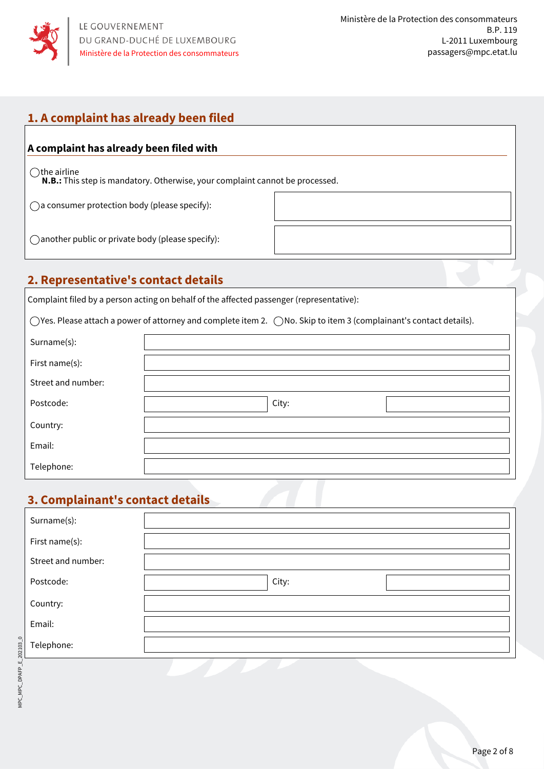LE GOUVERNEMENT
DU GRAND-DUCHÉ DE LUXEMBOURG
Ministère de la Protection des consommateurs

Ministère de la Protection des consommateurs
B.P. 119
L-2011 Luxembourg
passagers@mpc.etat.lu

## 1. A complaint has already been filed

**A complaint has already been filed with**

◯ the airline
**N.B.:** This step is mandatory. Otherwise, your complaint cannot be processed.

◯ a consumer protection body (please specify): 

◯ another public or private body (please specify): 

## 2. Representative's contact details

Complaint filed by a person acting on behalf of the affected passenger (representative):

◯ Yes. Please attach a power of attorney and complete item 2. ◯ No. Skip to item 3 (complainant's contact details).

| | | | |
|---|---|---|---|
| Surname(s): | | | |
| First name(s): | | | |
| Street and number: | | | |
| Postcode: | | City: | |
| Country: | | | |
| Email: | | | |
| Telephone: | | | |

## 3. Complainant's contact details

| | | | |
|---|---|---|---|
| Surname(s): | | | |
| First name(s): | | | |
| Street and number: | | | |
| Postcode: | | City: | |
| Country: | | | |
| Email: | | | |
| Telephone: | | | |

MPC_MPC_DPAFP_E_202103_0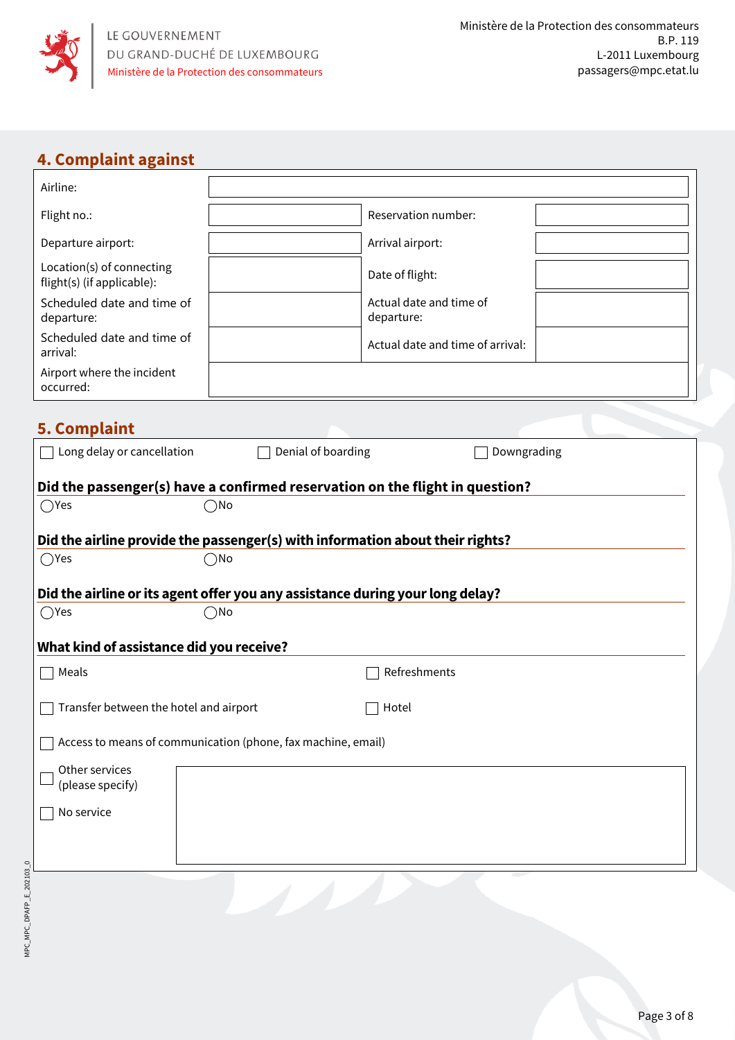LE GOUVERNEMENT
DU GRAND-DUCHÉ DE LUXEMBOURG
Ministère de la Protection des consommateurs

Ministère de la Protection des consommateurs
B.P. 119
L-2011 Luxembourg
passagers@mpc.etat.lu

## 4. Complaint against

| | | | |
|---|---|---|---|
| Airline: | | | |
| Flight no.: | | Reservation number: | |
| Departure airport: | | Arrival airport: | |
| Location(s) of connecting flight(s) (if applicable): | | Date of flight: | |
| Scheduled date and time of departure: | | Actual date and time of departure: | |
| Scheduled date and time of arrival: | | Actual date and time of arrival: | |
| Airport where the incident occurred: | | | |

## 5. Complaint

☐ Long delay or cancellation ☐ Denial of boarding ☐ Downgrading

**Did the passenger(s) have a confirmed reservation on the flight in question?**

◯ Yes ◯ No

**Did the airline provide the passenger(s) with information about their rights?**

◯ Yes ◯ No

**Did the airline or its agent offer you any assistance during your long delay?**

◯ Yes ◯ No

**What kind of assistance did you receive?**

☐ Meals ☐ Refreshments

☐ Transfer between the hotel and airport ☐ Hotel

☐ Access to means of communication (phone, fax machine, email)

☐ Other services (please specify)

☐ No service

MPC_MPC_DPAFP_E_202103_0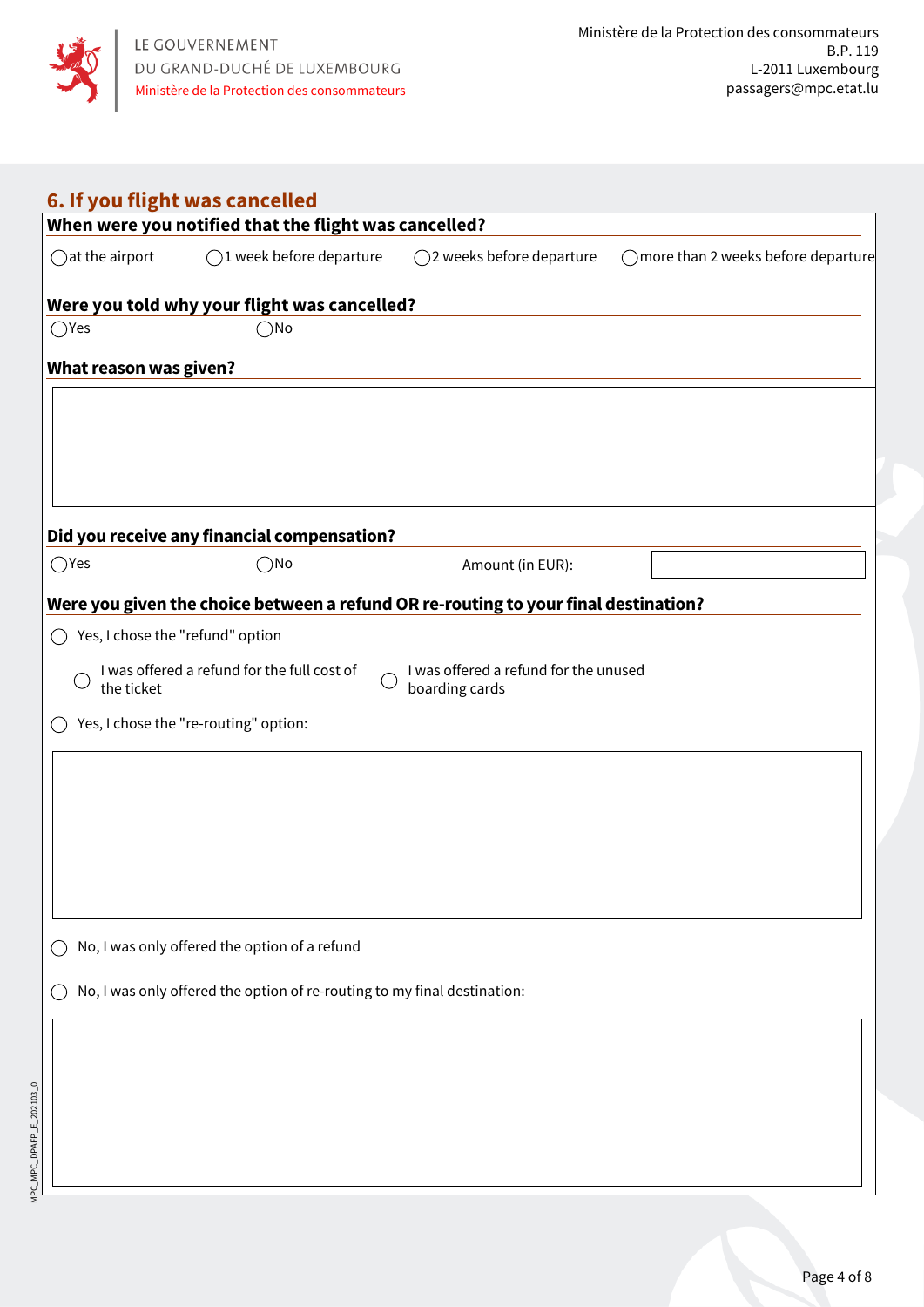LE GOUVERNEMENT
DU GRAND-DUCHÉ DE LUXEMBOURG
Ministère de la Protection des consommateurs

Ministère de la Protection des consommateurs
B.P. 119
L-2011 Luxembourg
passagers@mpc.etat.lu

## 6. If you flight was cancelled

### When were you notified that the flight was cancelled?

◯ at the airport ◯ 1 week before departure ◯ 2 weeks before departure ◯ more than 2 weeks before departure

### Were you told why your flight was cancelled?

◯ Yes ◯ No

### What reason was given?

### Did you receive any financial compensation?

◯ Yes ◯ No Amount (in EUR):

### Were you given the choice between a refund OR re-routing to your final destination?

◯ Yes, I chose the "refund" option

◯ I was offered a refund for the full cost of the ticket ◯ I was offered a refund for the unused boarding cards

◯ Yes, I chose the "re-routing" option:

◯ No, I was only offered the option of a refund

◯ No, I was only offered the option of re-routing to my final destination:

MPC_MPC_DPAFP_E_202103_0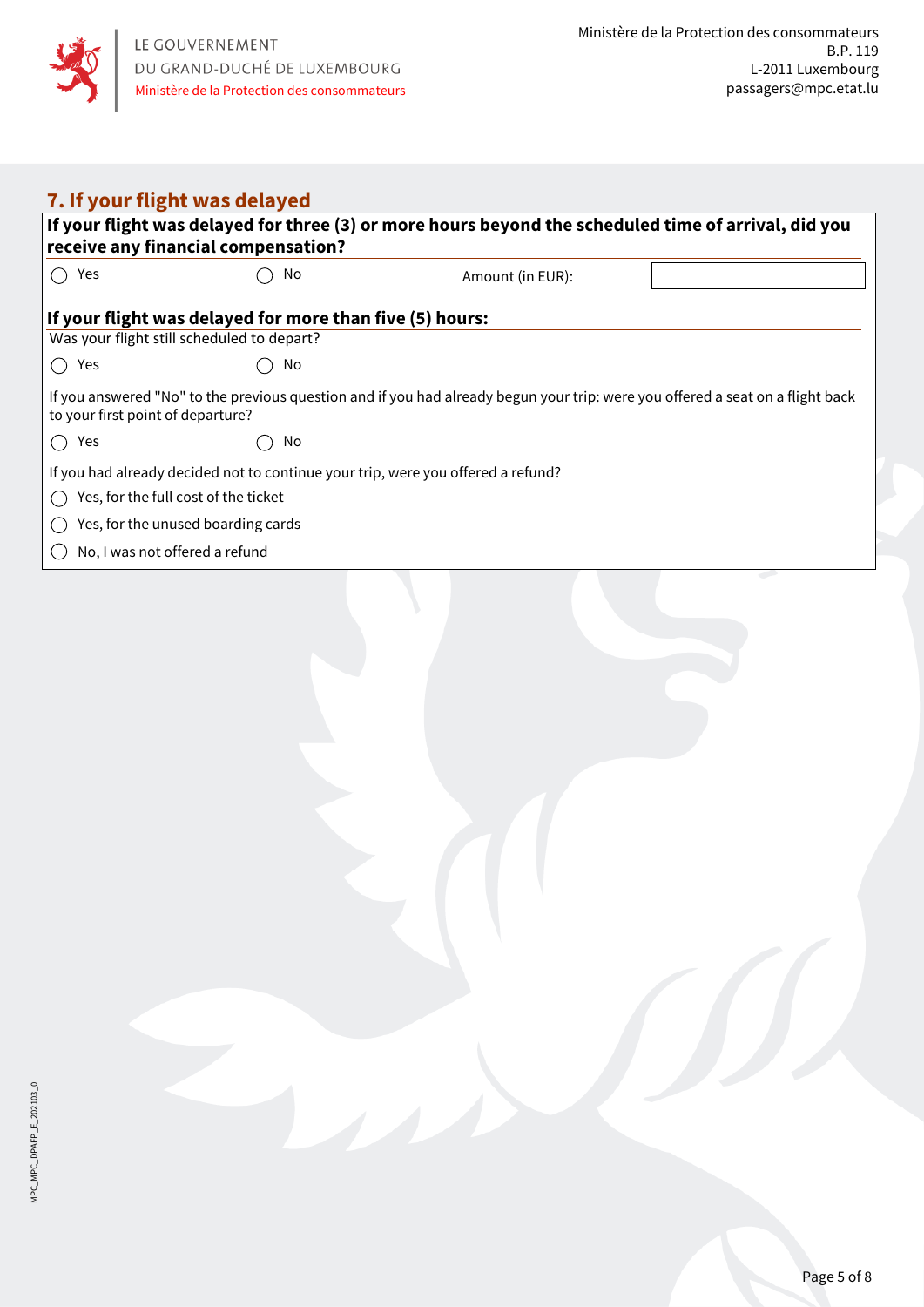LE GOUVERNEMENT
DU GRAND-DUCHÉ DE LUXEMBOURG
Ministère de la Protection des consommateurs

Ministère de la Protection des consommateurs
B.P. 119
L-2011 Luxembourg
passagers@mpc.etat.lu

## 7. If your flight was delayed

**If your flight was delayed for three (3) or more hours beyond the scheduled time of arrival, did you receive any financial compensation?**

◯ Yes ◯ No Amount (in EUR): ____________

**If your flight was delayed for more than five (5) hours:**

Was your flight still scheduled to depart?

◯ Yes ◯ No

If you answered "No" to the previous question and if you had already begun your trip: were you offered a seat on a flight back to your first point of departure?

◯ Yes ◯ No

If you had already decided not to continue your trip, were you offered a refund?

◯ Yes, for the full cost of the ticket

◯ Yes, for the unused boarding cards

◯ No, I was not offered a refund

MPC_MPC_DPAFP_E_202103_0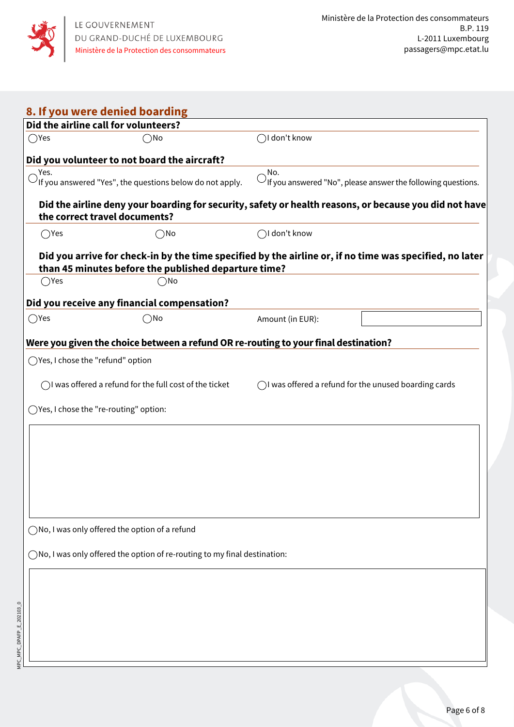LE GOUVERNEMENT
DU GRAND-DUCHÉ DE LUXEMBOURG
Ministère de la Protection des consommateurs

Ministère de la Protection des consommateurs
B.P. 119
L-2011 Luxembourg
passagers@mpc.etat.lu

## 8. If you were denied boarding

**Did the airline call for volunteers?**

◯ Yes ◯ No ◯ I don't know

**Did you volunteer to not board the aircraft?**

◯ Yes.
If you answered "Yes", the questions below do not apply.

◯ No.
If you answered "No", please answer the following questions.

**Did the airline deny your boarding for security, safety or health reasons, or because you did not have the correct travel documents?**

◯ Yes ◯ No ◯ I don't know

**Did you arrive for check-in by the time specified by the airline or, if no time was specified, no later than 45 minutes before the published departure time?**

◯ Yes ◯ No

**Did you receive any financial compensation?**

◯ Yes ◯ No Amount (in EUR): ____________

**Were you given the choice between a refund OR re-routing to your final destination?**

◯ Yes, I chose the "refund" option

◯ I was offered a refund for the full cost of the ticket ◯ I was offered a refund for the unused boarding cards

◯ Yes, I chose the "re-routing" option:

◯ No, I was only offered the option of a refund

◯ No, I was only offered the option of re-routing to my final destination:

MPC_MPC_DPAFP_E_202103_0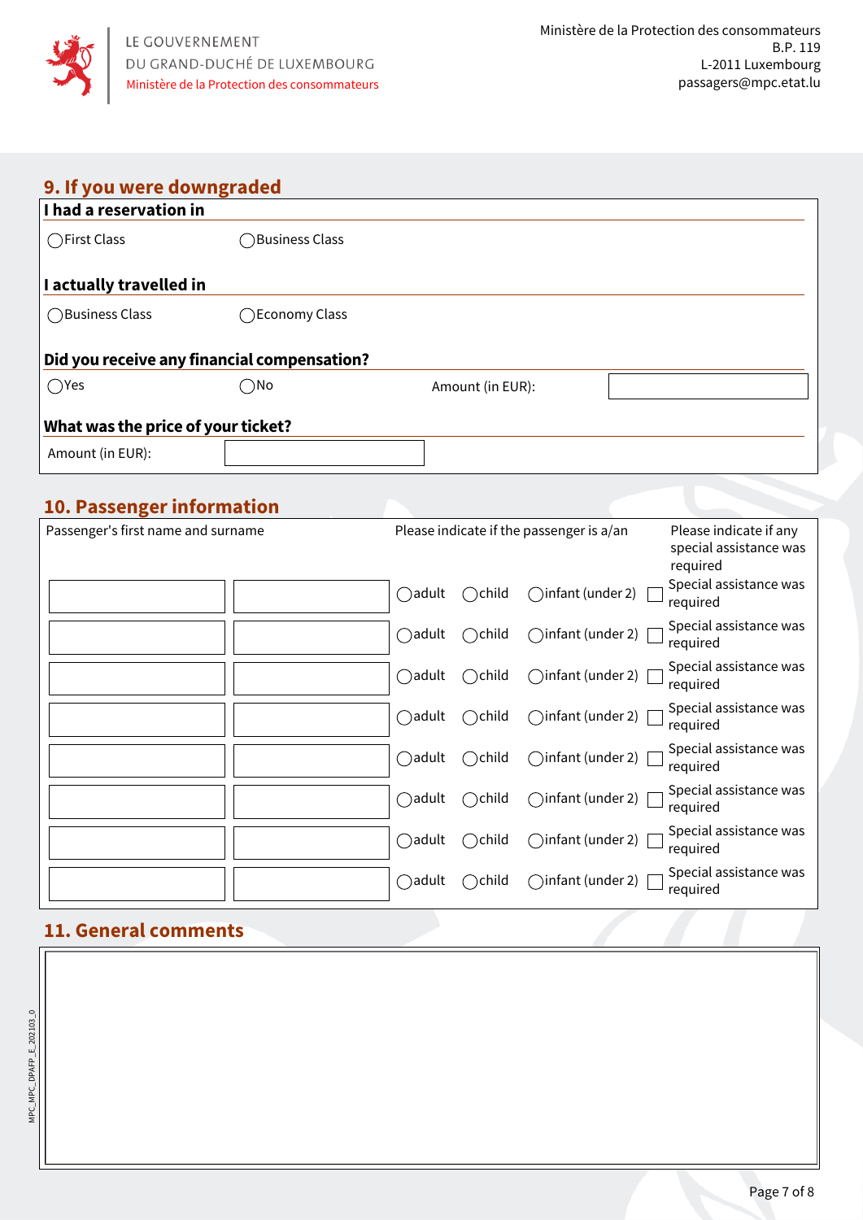LE GOUVERNEMENT
DU GRAND-DUCHÉ DE LUXEMBOURG
Ministère de la Protection des consommateurs

Ministère de la Protection des consommateurs
B.P. 119
L-2011 Luxembourg
passagers@mpc.etat.lu

## 9. If you were downgraded

**I had a reservation in**

◯ First Class ◯ Business Class

**I actually travelled in**

◯ Business Class ◯ Economy Class

**Did you receive any financial compensation?**

◯ Yes ◯ No Amount (in EUR): ____________

**What was the price of your ticket?**

Amount (in EUR): ____________

## 10. Passenger information

| Passenger's first name and surname | | Please indicate if the passenger is a/an | | | Please indicate if any special assistance was required |
|---|---|---|---|---|---|
| | | ◯ adult | ◯ child | ◯ infant (under 2) | ☐ Special assistance was required |
| | | ◯ adult | ◯ child | ◯ infant (under 2) | ☐ Special assistance was required |
| | | ◯ adult | ◯ child | ◯ infant (under 2) | ☐ Special assistance was required |
| | | ◯ adult | ◯ child | ◯ infant (under 2) | ☐ Special assistance was required |
| | | ◯ adult | ◯ child | ◯ infant (under 2) | ☐ Special assistance was required |
| | | ◯ adult | ◯ child | ◯ infant (under 2) | ☐ Special assistance was required |
| | | ◯ adult | ◯ child | ◯ infant (under 2) | ☐ Special assistance was required |
| | | ◯ adult | ◯ child | ◯ infant (under 2) | ☐ Special assistance was required |

## 11. General comments

MPC_MPC_DPAFP_E_202103_0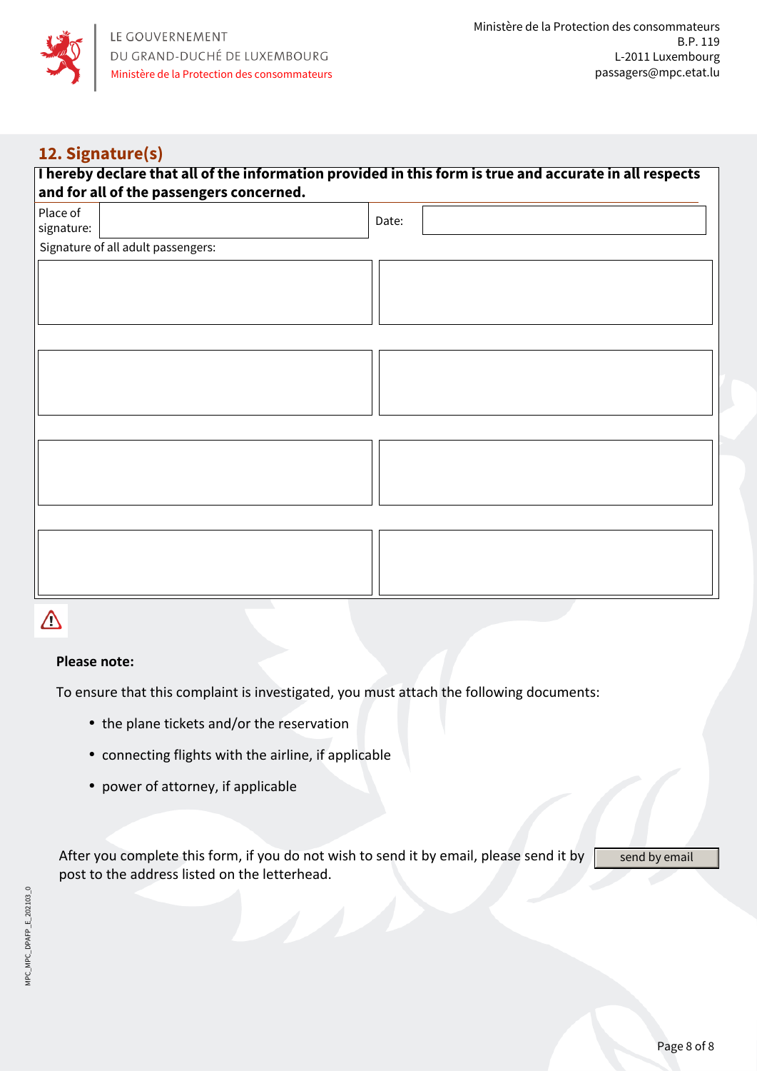LE GOUVERNEMENT
DU GRAND-DUCHÉ DE LUXEMBOURG
Ministère de la Protection des consommateurs

Ministère de la Protection des consommateurs
B.P. 119
L-2011 Luxembourg
passagers@mpc.etat.lu

## 12. Signature(s)

**I hereby declare that all of the information provided in this form is true and accurate in all respects and for all of the passengers concerned.**

| | | | |
|---|---|---|---|
| Place of signature: | | Date: | |

Signature of all adult passengers:

| | |
|---|---|
| | |
| | |
| | |
| | |

⚠

**Please note:**

To ensure that this complaint is investigated, you must attach the following documents:

- the plane tickets and/or the reservation
- connecting flights with the airline, if applicable
- power of attorney, if applicable

After you complete this form, if you do not wish to send it by email, please send it by post to the address listed on the letterhead.

send by email

MPC_MPC_DPAFP_E_202103_0